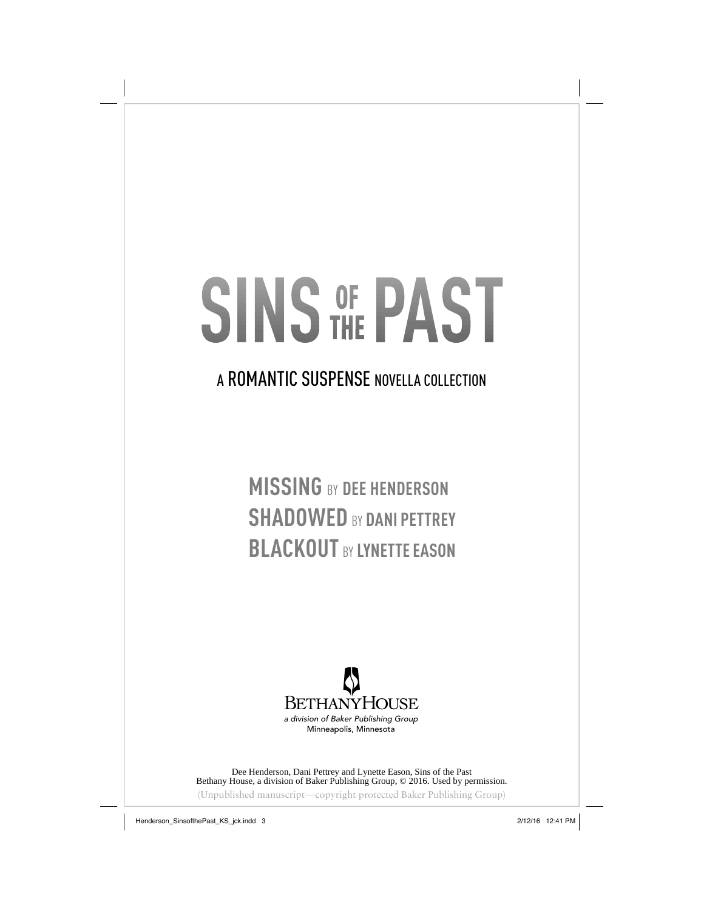# SINS OF THE PAST

## A ROMANTIC SUSPENSE NOVELLA COLLECTION

**MISSING** BY **DEE HENDERSON**
**SHADOWED** BY **DANI PETTREY**
**BLACKOUT** BY **LYNETTE EASON**

BETHANYHOUSE
*a division of Baker Publishing Group*
Minneapolis, Minnesota

Dee Henderson, Dani Pettrey and Lynette Eason, Sins of the Past
Bethany House, a division of Baker Publishing Group, © 2016. Used by permission.
(Unpublished manuscript—copyright protected Baker Publishing Group)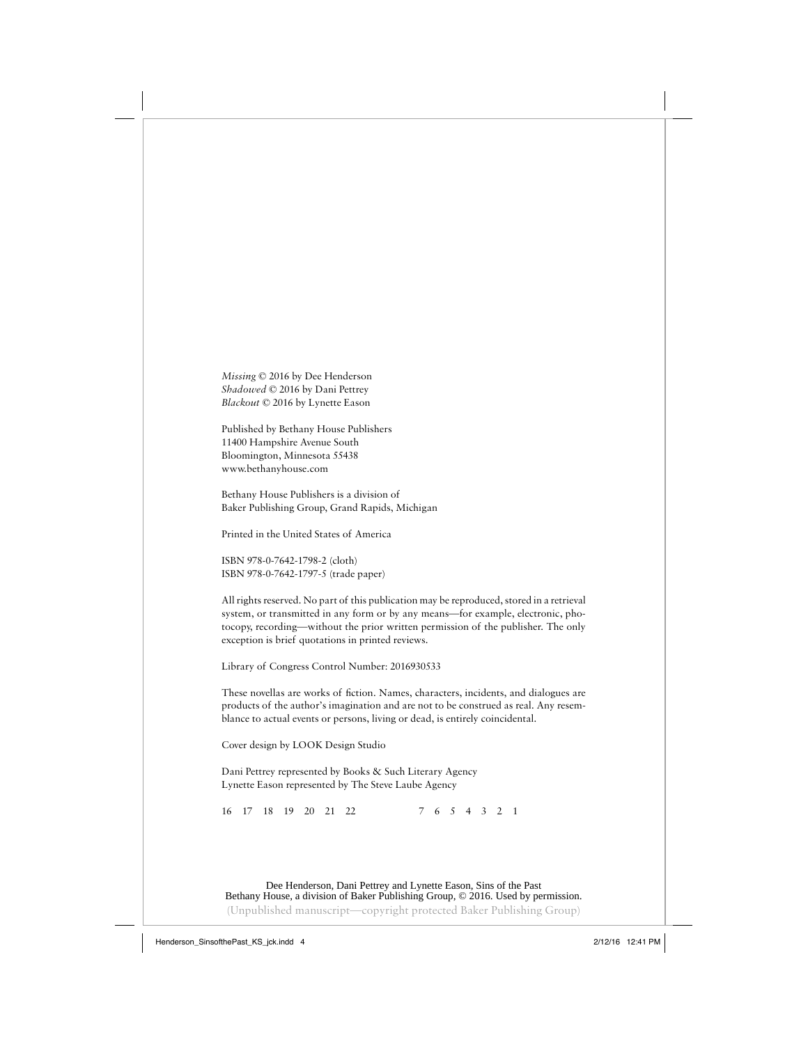*Missing* © 2016 by Dee Henderson
*Shadowed* © 2016 by Dani Pettrey
*Blackout* © 2016 by Lynette Eason

Published by Bethany House Publishers
11400 Hampshire Avenue South
Bloomington, Minnesota 55438
www.bethanyhouse.com

Bethany House Publishers is a division of
Baker Publishing Group, Grand Rapids, Michigan

Printed in the United States of America

ISBN 978-0-7642-1798-2 (cloth)
ISBN 978-0-7642-1797-5 (trade paper)

All rights reserved. No part of this publication may be reproduced, stored in a retrieval system, or transmitted in any form or by any means—for example, electronic, photocopy, recording—without the prior written permission of the publisher. The only exception is brief quotations in printed reviews.

Library of Congress Control Number: 2016930533

These novellas are works of fiction. Names, characters, incidents, and dialogues are products of the author's imagination and are not to be construed as real. Any resemblance to actual events or persons, living or dead, is entirely coincidental.

Cover design by LOOK Design Studio

Dani Pettrey represented by Books & Such Literary Agency
Lynette Eason represented by The Steve Laube Agency

16 17 18 19 20 21 22 7 6 5 4 3 2 1

Dee Henderson, Dani Pettrey and Lynette Eason, Sins of the Past
Bethany House, a division of Baker Publishing Group, © 2016. Used by permission.
(Unpublished manuscript—copyright protected Baker Publishing Group)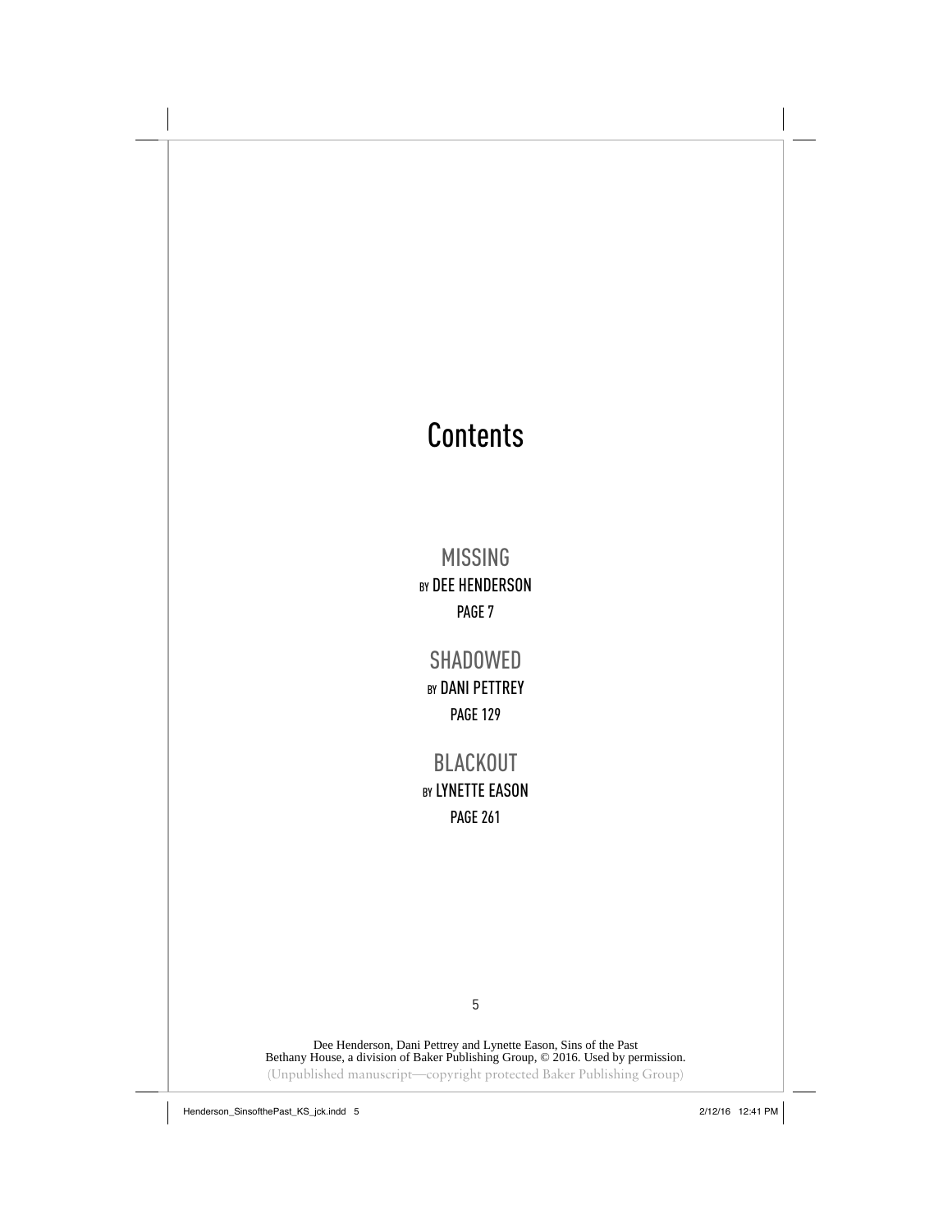# Contents

MISSING
BY DEE HENDERSON
PAGE 7

SHADOWED
BY DANI PETTREY
PAGE 129

BLACKOUT
BY LYNETTE EASON
PAGE 261

Dee Henderson, Dani Pettrey and Lynette Eason, Sins of the Past
Bethany House, a division of Baker Publishing Group, © 2016. Used by permission.
(Unpublished manuscript—copyright protected Baker Publishing Group)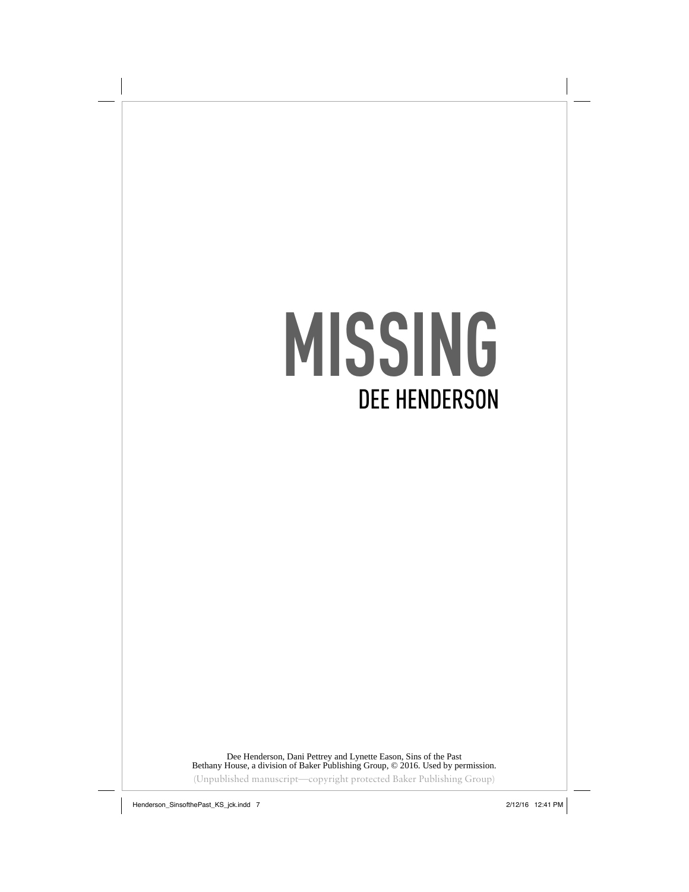# MISSING

## DEE HENDERSON

Dee Henderson, Dani Pettrey and Lynette Eason, Sins of the Past
Bethany House, a division of Baker Publishing Group, © 2016. Used by permission.

(Unpublished manuscript—copyright protected Baker Publishing Group)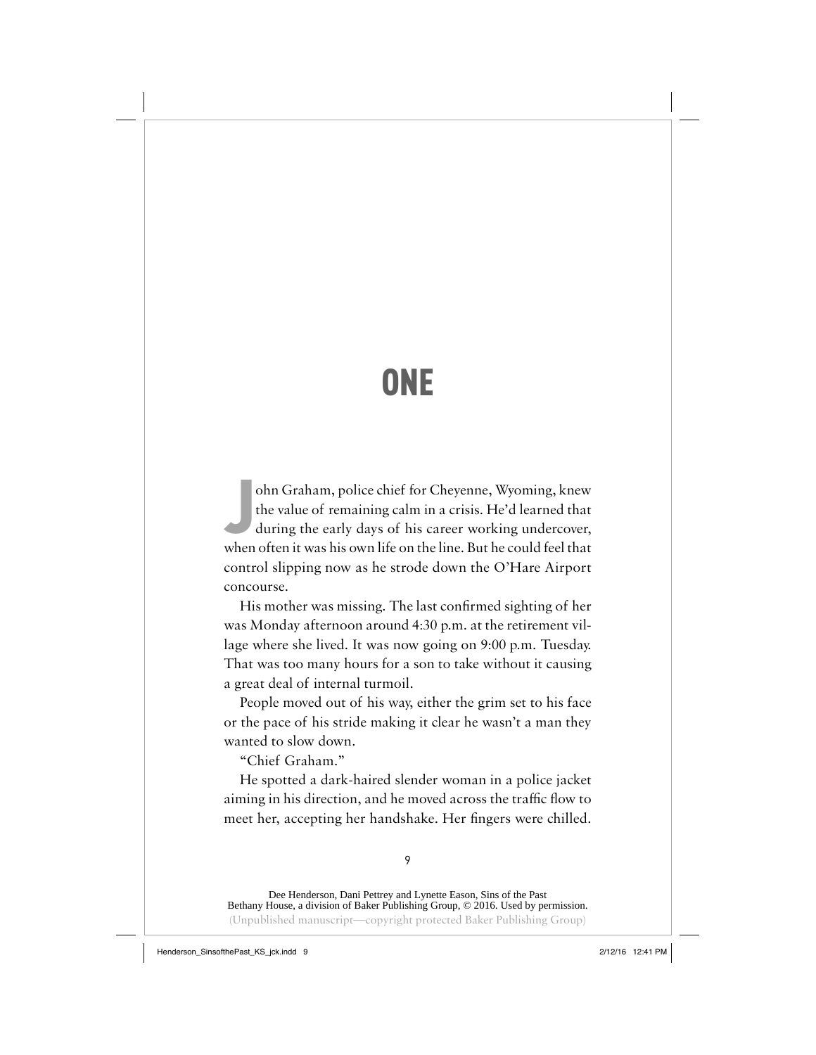# ONE

John Graham, police chief for Cheyenne, Wyoming, knew the value of remaining calm in a crisis. He'd learned that during the early days of his career working undercover, when often it was his own life on the line. But he could feel that control slipping now as he strode down the O'Hare Airport concourse.

His mother was missing. The last confirmed sighting of her was Monday afternoon around 4:30 p.m. at the retirement village where she lived. It was now going on 9:00 p.m. Tuesday. That was too many hours for a son to take without it causing a great deal of internal turmoil.

People moved out of his way, either the grim set to his face or the pace of his stride making it clear he wasn't a man they wanted to slow down.

"Chief Graham."

He spotted a dark-haired slender woman in a police jacket aiming in his direction, and he moved across the traffic flow to meet her, accepting her handshake. Her fingers were chilled.

Dee Henderson, Dani Pettrey and Lynette Eason, Sins of the Past
Bethany House, a division of Baker Publishing Group, © 2016. Used by permission.
(Unpublished manuscript—copyright protected Baker Publishing Group)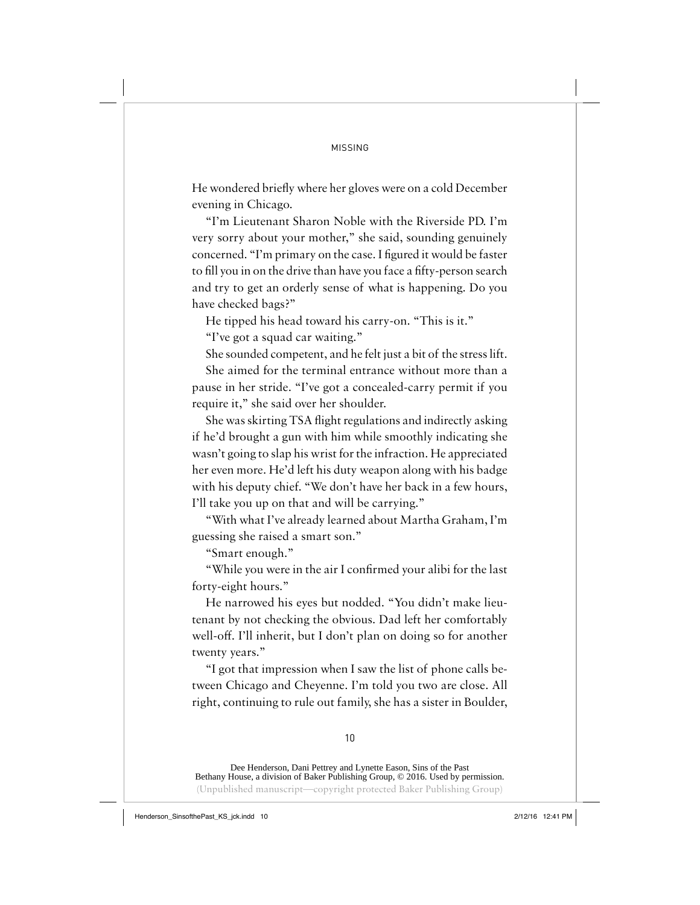He wondered briefly where her gloves were on a cold December evening in Chicago.

"I'm Lieutenant Sharon Noble with the Riverside PD. I'm very sorry about your mother," she said, sounding genuinely concerned. "I'm primary on the case. I figured it would be faster to fill you in on the drive than have you face a fifty-person search and try to get an orderly sense of what is happening. Do you have checked bags?"

He tipped his head toward his carry-on. "This is it."

"I've got a squad car waiting."

She sounded competent, and he felt just a bit of the stress lift.

She aimed for the terminal entrance without more than a pause in her stride. "I've got a concealed-carry permit if you require it," she said over her shoulder.

She was skirting TSA flight regulations and indirectly asking if he'd brought a gun with him while smoothly indicating she wasn't going to slap his wrist for the infraction. He appreciated her even more. He'd left his duty weapon along with his badge with his deputy chief. "We don't have her back in a few hours, I'll take you up on that and will be carrying."

"With what I've already learned about Martha Graham, I'm guessing she raised a smart son."

"Smart enough."

"While you were in the air I confirmed your alibi for the last forty-eight hours."

He narrowed his eyes but nodded. "You didn't make lieutenant by not checking the obvious. Dad left her comfortably well-off. I'll inherit, but I don't plan on doing so for another twenty years."

"I got that impression when I saw the list of phone calls between Chicago and Cheyenne. I'm told you two are close. All right, continuing to rule out family, she has a sister in Boulder,

Dee Henderson, Dani Pettrey and Lynette Eason, Sins of the Past
Bethany House, a division of Baker Publishing Group, © 2016. Used by permission.
(Unpublished manuscript—copyright protected Baker Publishing Group)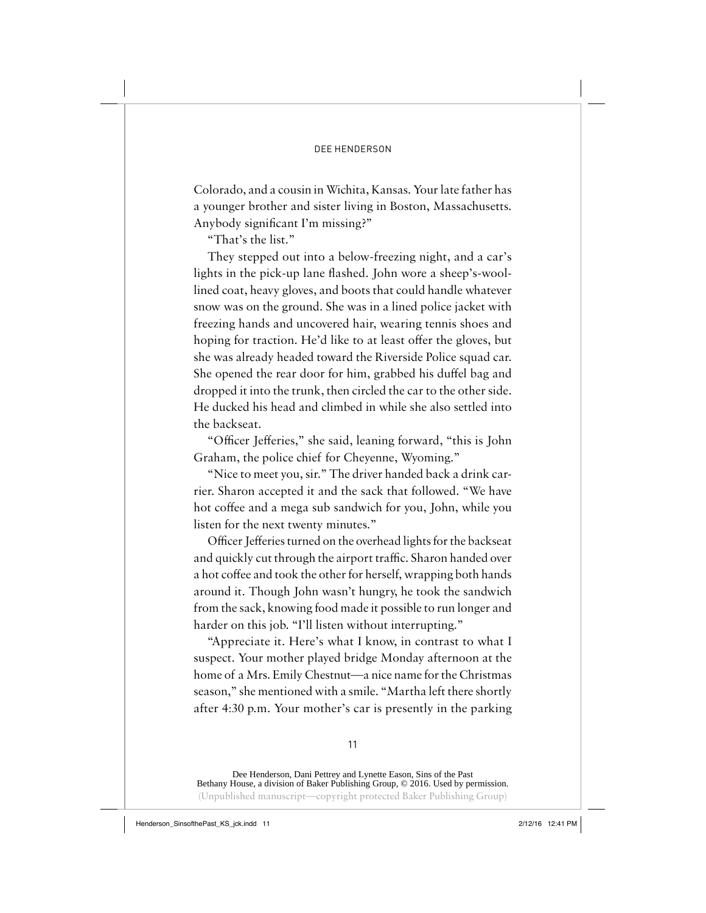Colorado, and a cousin in Wichita, Kansas. Your late father has a younger brother and sister living in Boston, Massachusetts. Anybody significant I'm missing?"

"That's the list."

They stepped out into a below-freezing night, and a car's lights in the pick-up lane flashed. John wore a sheep's-wool-lined coat, heavy gloves, and boots that could handle whatever snow was on the ground. She was in a lined police jacket with freezing hands and uncovered hair, wearing tennis shoes and hoping for traction. He'd like to at least offer the gloves, but she was already headed toward the Riverside Police squad car. She opened the rear door for him, grabbed his duffel bag and dropped it into the trunk, then circled the car to the other side. He ducked his head and climbed in while she also settled into the backseat.

"Officer Jefferies," she said, leaning forward, "this is John Graham, the police chief for Cheyenne, Wyoming."

"Nice to meet you, sir." The driver handed back a drink carrier. Sharon accepted it and the sack that followed. "We have hot coffee and a mega sub sandwich for you, John, while you listen for the next twenty minutes."

Officer Jefferies turned on the overhead lights for the backseat and quickly cut through the airport traffic. Sharon handed over a hot coffee and took the other for herself, wrapping both hands around it. Though John wasn't hungry, he took the sandwich from the sack, knowing food made it possible to run longer and harder on this job. "I'll listen without interrupting."

"Appreciate it. Here's what I know, in contrast to what I suspect. Your mother played bridge Monday afternoon at the home of a Mrs. Emily Chestnut—a nice name for the Christmas season," she mentioned with a smile. "Martha left there shortly after 4:30 p.m. Your mother's car is presently in the parking

Dee Henderson, Dani Pettrey and Lynette Eason, Sins of the Past
Bethany House, a division of Baker Publishing Group, © 2016. Used by permission.
(Unpublished manuscript—copyright protected Baker Publishing Group)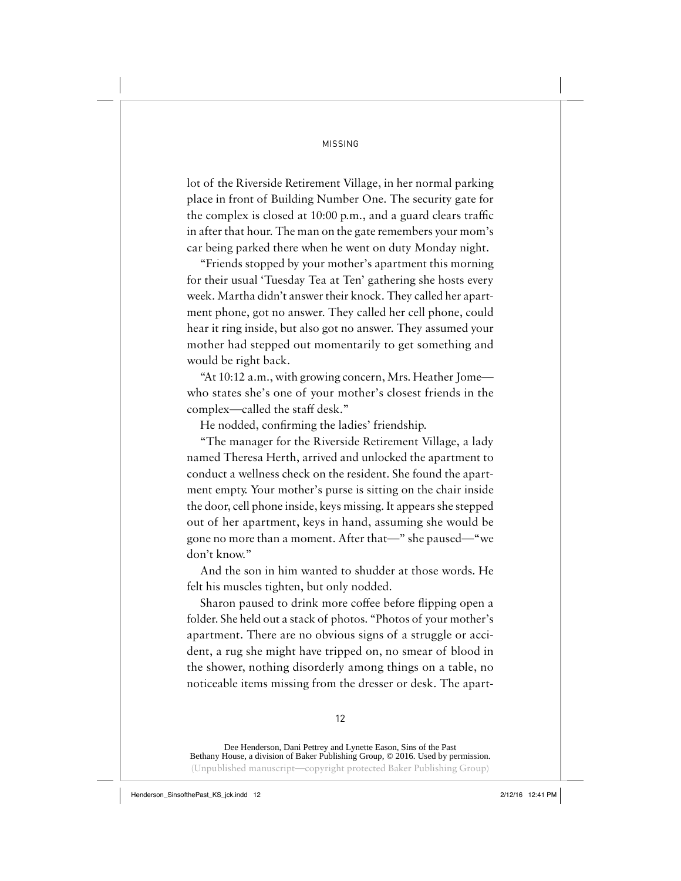lot of the Riverside Retirement Village, in her normal parking place in front of Building Number One. The security gate for the complex is closed at 10:00 p.m., and a guard clears traffic in after that hour. The man on the gate remembers your mom's car being parked there when he went on duty Monday night.

"Friends stopped by your mother's apartment this morning for their usual 'Tuesday Tea at Ten' gathering she hosts every week. Martha didn't answer their knock. They called her apartment phone, got no answer. They called her cell phone, could hear it ring inside, but also got no answer. They assumed your mother had stepped out momentarily to get something and would be right back.

"At 10:12 a.m., with growing concern, Mrs. Heather Jome—who states she's one of your mother's closest friends in the complex—called the staff desk."

He nodded, confirming the ladies' friendship.

"The manager for the Riverside Retirement Village, a lady named Theresa Herth, arrived and unlocked the apartment to conduct a wellness check on the resident. She found the apartment empty. Your mother's purse is sitting on the chair inside the door, cell phone inside, keys missing. It appears she stepped out of her apartment, keys in hand, assuming she would be gone no more than a moment. After that—" she paused—"we don't know."

And the son in him wanted to shudder at those words. He felt his muscles tighten, but only nodded.

Sharon paused to drink more coffee before flipping open a folder. She held out a stack of photos. "Photos of your mother's apartment. There are no obvious signs of a struggle or accident, a rug she might have tripped on, no smear of blood in the shower, nothing disorderly among things on a table, no noticeable items missing from the dresser or desk. The apart-

Dee Henderson, Dani Pettrey and Lynette Eason, Sins of the Past
Bethany House, a division of Baker Publishing Group, © 2016. Used by permission.
(Unpublished manuscript—copyright protected Baker Publishing Group)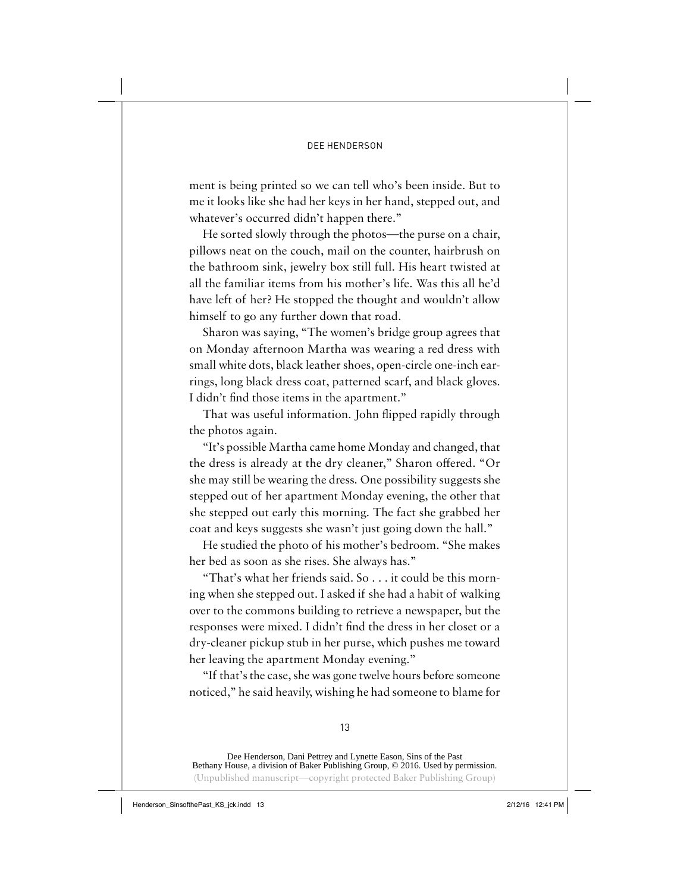ment is being printed so we can tell who's been inside. But to me it looks like she had her keys in her hand, stepped out, and whatever's occurred didn't happen there."

He sorted slowly through the photos—the purse on a chair, pillows neat on the couch, mail on the counter, hairbrush on the bathroom sink, jewelry box still full. His heart twisted at all the familiar items from his mother's life. Was this all he'd have left of her? He stopped the thought and wouldn't allow himself to go any further down that road.

Sharon was saying, "The women's bridge group agrees that on Monday afternoon Martha was wearing a red dress with small white dots, black leather shoes, open-circle one-inch earrings, long black dress coat, patterned scarf, and black gloves. I didn't find those items in the apartment."

That was useful information. John flipped rapidly through the photos again.

"It's possible Martha came home Monday and changed, that the dress is already at the dry cleaner," Sharon offered. "Or she may still be wearing the dress. One possibility suggests she stepped out of her apartment Monday evening, the other that she stepped out early this morning. The fact she grabbed her coat and keys suggests she wasn't just going down the hall."

He studied the photo of his mother's bedroom. "She makes her bed as soon as she rises. She always has."

"That's what her friends said. So . . . it could be this morning when she stepped out. I asked if she had a habit of walking over to the commons building to retrieve a newspaper, but the responses were mixed. I didn't find the dress in her closet or a dry-cleaner pickup stub in her purse, which pushes me toward her leaving the apartment Monday evening."

"If that's the case, she was gone twelve hours before someone noticed," he said heavily, wishing he had someone to blame for

Dee Henderson, Dani Pettrey and Lynette Eason, Sins of the Past
Bethany House, a division of Baker Publishing Group, © 2016. Used by permission.
(Unpublished manuscript—copyright protected Baker Publishing Group)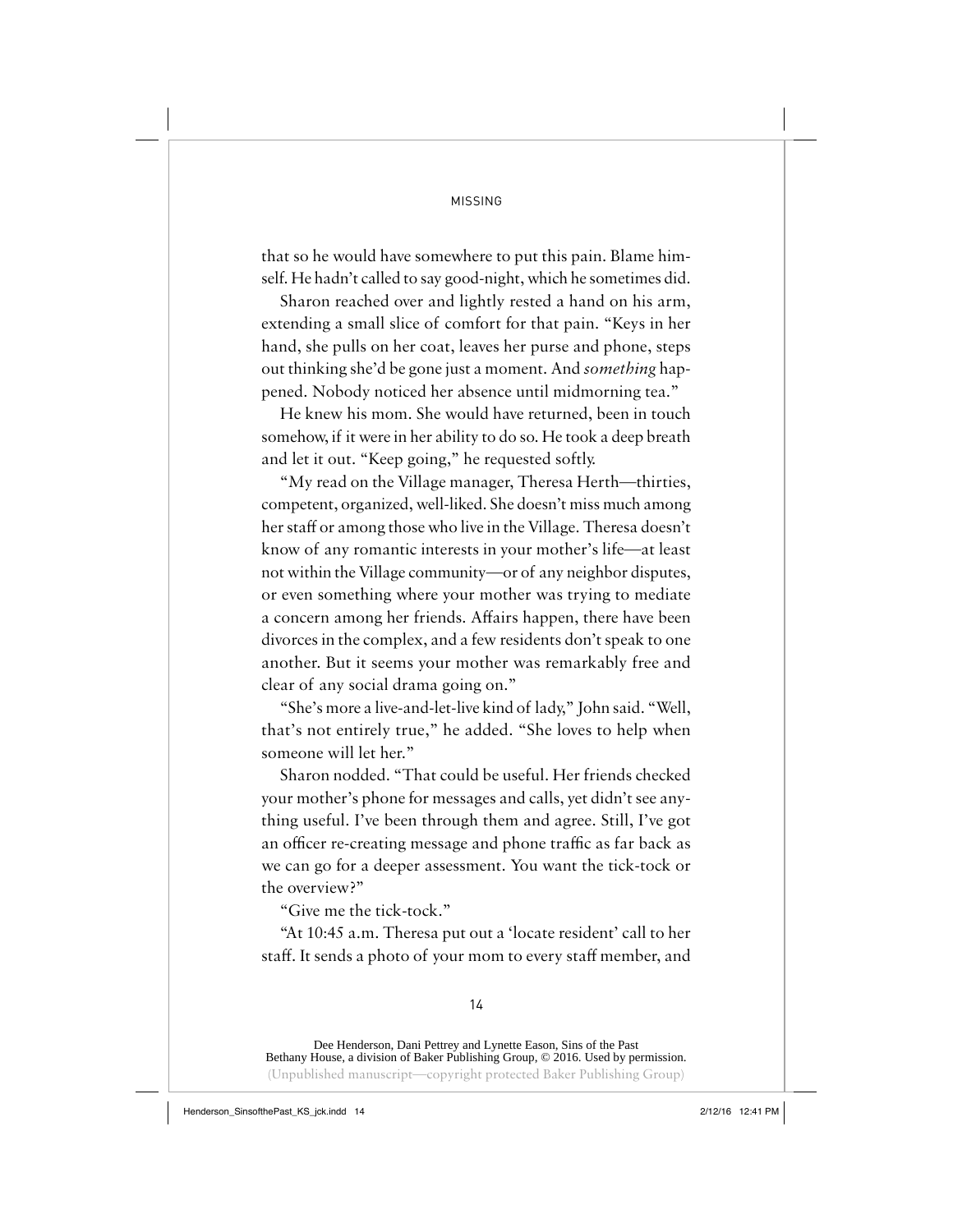that so he would have somewhere to put this pain. Blame himself. He hadn't called to say good-night, which he sometimes did.

Sharon reached over and lightly rested a hand on his arm, extending a small slice of comfort for that pain. "Keys in her hand, she pulls on her coat, leaves her purse and phone, steps out thinking she'd be gone just a moment. And *something* happened. Nobody noticed her absence until midmorning tea."

He knew his mom. She would have returned, been in touch somehow, if it were in her ability to do so. He took a deep breath and let it out. "Keep going," he requested softly.

"My read on the Village manager, Theresa Herth—thirties, competent, organized, well-liked. She doesn't miss much among her staff or among those who live in the Village. Theresa doesn't know of any romantic interests in your mother's life—at least not within the Village community—or of any neighbor disputes, or even something where your mother was trying to mediate a concern among her friends. Affairs happen, there have been divorces in the complex, and a few residents don't speak to one another. But it seems your mother was remarkably free and clear of any social drama going on."

"She's more a live-and-let-live kind of lady," John said. "Well, that's not entirely true," he added. "She loves to help when someone will let her."

Sharon nodded. "That could be useful. Her friends checked your mother's phone for messages and calls, yet didn't see anything useful. I've been through them and agree. Still, I've got an officer re-creating message and phone traffic as far back as we can go for a deeper assessment. You want the tick-tock or the overview?"

"Give me the tick-tock."

"At 10:45 a.m. Theresa put out a 'locate resident' call to her staff. It sends a photo of your mom to every staff member, and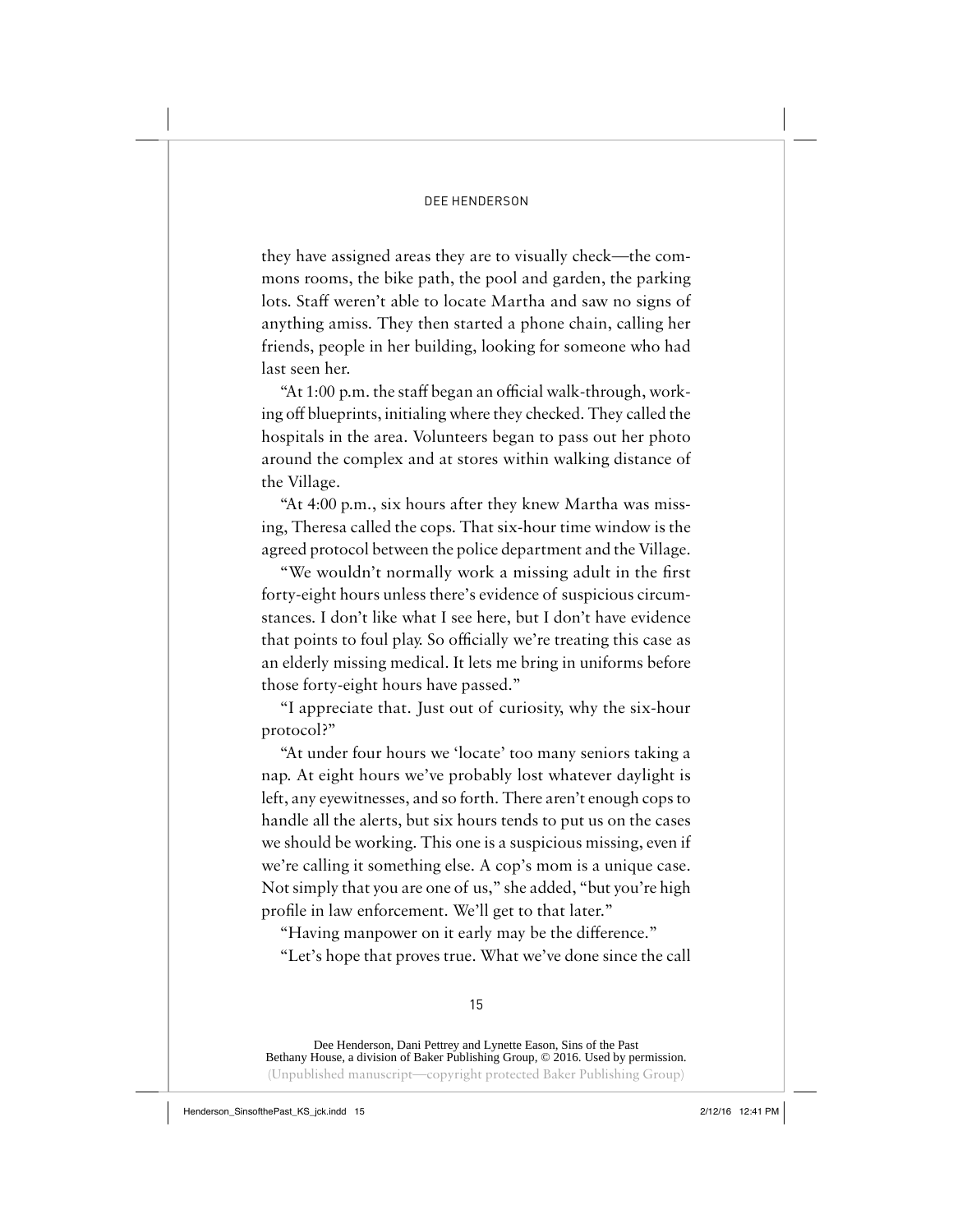they have assigned areas they are to visually check—the commons rooms, the bike path, the pool and garden, the parking lots. Staff weren't able to locate Martha and saw no signs of anything amiss. They then started a phone chain, calling her friends, people in her building, looking for someone who had last seen her.

"At 1:00 p.m. the staff began an official walk-through, working off blueprints, initialing where they checked. They called the hospitals in the area. Volunteers began to pass out her photo around the complex and at stores within walking distance of the Village.

"At 4:00 p.m., six hours after they knew Martha was missing, Theresa called the cops. That six-hour time window is the agreed protocol between the police department and the Village.

"We wouldn't normally work a missing adult in the first forty-eight hours unless there's evidence of suspicious circumstances. I don't like what I see here, but I don't have evidence that points to foul play. So officially we're treating this case as an elderly missing medical. It lets me bring in uniforms before those forty-eight hours have passed."

"I appreciate that. Just out of curiosity, why the six-hour protocol?"

"At under four hours we 'locate' too many seniors taking a nap. At eight hours we've probably lost whatever daylight is left, any eyewitnesses, and so forth. There aren't enough cops to handle all the alerts, but six hours tends to put us on the cases we should be working. This one is a suspicious missing, even if we're calling it something else. A cop's mom is a unique case. Not simply that you are one of us," she added, "but you're high profile in law enforcement. We'll get to that later."

"Having manpower on it early may be the difference."

"Let's hope that proves true. What we've done since the call

Dee Henderson, Dani Pettrey and Lynette Eason, Sins of the Past
Bethany House, a division of Baker Publishing Group, © 2016. Used by permission.
(Unpublished manuscript—copyright protected Baker Publishing Group)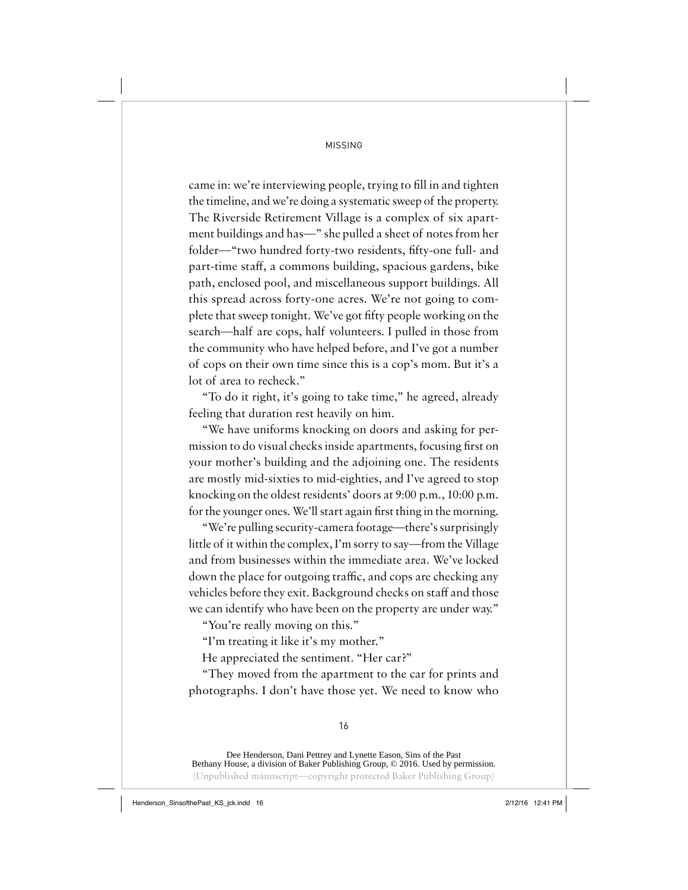came in: we're interviewing people, trying to fill in and tighten the timeline, and we're doing a systematic sweep of the property. The Riverside Retirement Village is a complex of six apartment buildings and has—" she pulled a sheet of notes from her folder—"two hundred forty-two residents, fifty-one full- and part-time staff, a commons building, spacious gardens, bike path, enclosed pool, and miscellaneous support buildings. All this spread across forty-one acres. We're not going to complete that sweep tonight. We've got fifty people working on the search—half are cops, half volunteers. I pulled in those from the community who have helped before, and I've got a number of cops on their own time since this is a cop's mom. But it's a lot of area to recheck."

"To do it right, it's going to take time," he agreed, already feeling that duration rest heavily on him.

"We have uniforms knocking on doors and asking for permission to do visual checks inside apartments, focusing first on your mother's building and the adjoining one. The residents are mostly mid-sixties to mid-eighties, and I've agreed to stop knocking on the oldest residents' doors at 9:00 p.m., 10:00 p.m. for the younger ones. We'll start again first thing in the morning.

"We're pulling security-camera footage—there's surprisingly little of it within the complex, I'm sorry to say—from the Village and from businesses within the immediate area. We've locked down the place for outgoing traffic, and cops are checking any vehicles before they exit. Background checks on staff and those we can identify who have been on the property are under way."

"You're really moving on this."

"I'm treating it like it's my mother."

He appreciated the sentiment. "Her car?"

"They moved from the apartment to the car for prints and photographs. I don't have those yet. We need to know who

Dee Henderson, Dani Pettrey and Lynette Eason, Sins of the Past
Bethany House, a division of Baker Publishing Group, © 2016. Used by permission.
(Unpublished manuscript—copyright protected Baker Publishing Group)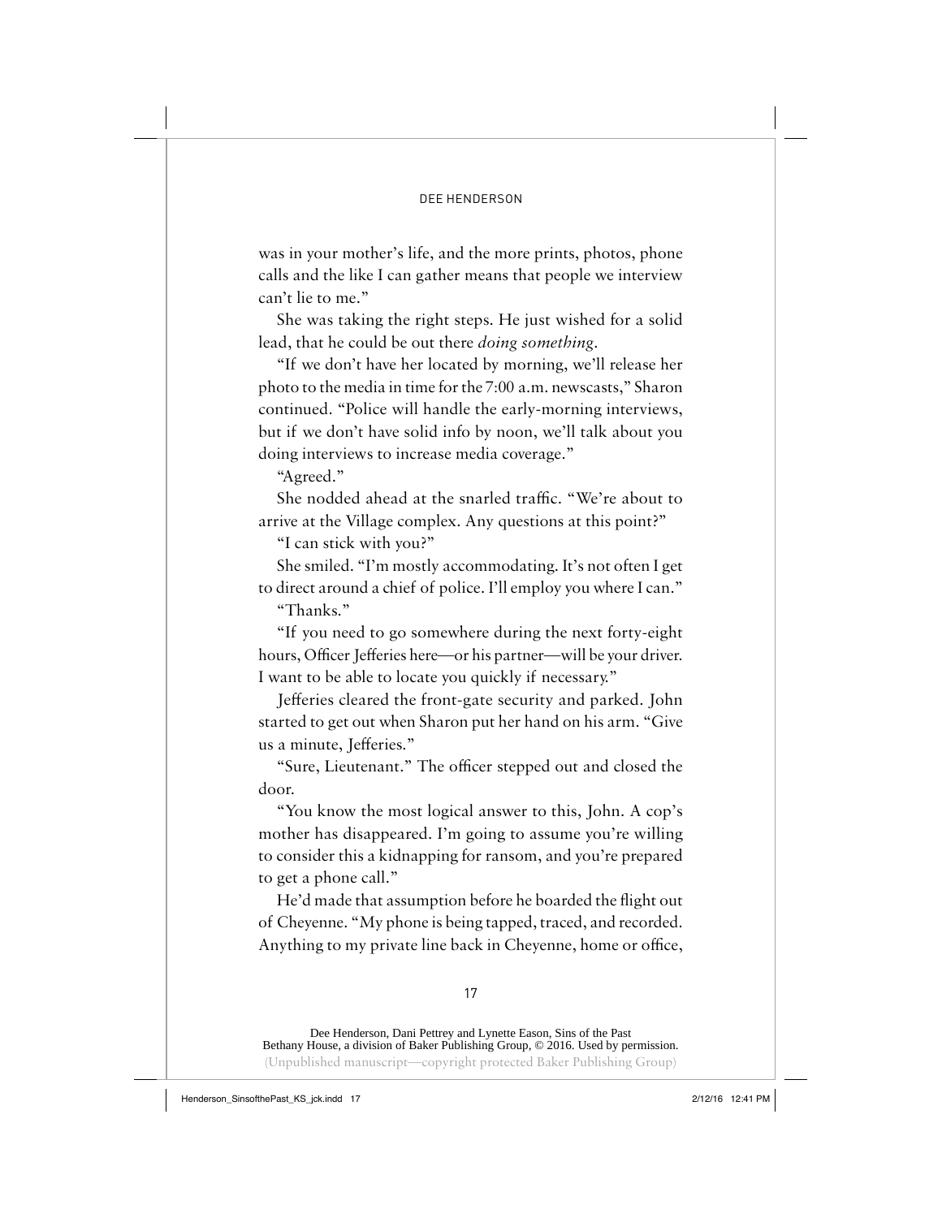was in your mother's life, and the more prints, photos, phone calls and the like I can gather means that people we interview can't lie to me."

She was taking the right steps. He just wished for a solid lead, that he could be out there *doing something*.

"If we don't have her located by morning, we'll release her photo to the media in time for the 7:00 a.m. newscasts," Sharon continued. "Police will handle the early-morning interviews, but if we don't have solid info by noon, we'll talk about you doing interviews to increase media coverage."

"Agreed."

She nodded ahead at the snarled traffic. "We're about to arrive at the Village complex. Any questions at this point?"

"I can stick with you?"

She smiled. "I'm mostly accommodating. It's not often I get to direct around a chief of police. I'll employ you where I can."

"Thanks."

"If you need to go somewhere during the next forty-eight hours, Officer Jefferies here—or his partner—will be your driver. I want to be able to locate you quickly if necessary."

Jefferies cleared the front-gate security and parked. John started to get out when Sharon put her hand on his arm. "Give us a minute, Jefferies."

"Sure, Lieutenant." The officer stepped out and closed the door.

"You know the most logical answer to this, John. A cop's mother has disappeared. I'm going to assume you're willing to consider this a kidnapping for ransom, and you're prepared to get a phone call."

He'd made that assumption before he boarded the flight out of Cheyenne. "My phone is being tapped, traced, and recorded. Anything to my private line back in Cheyenne, home or office,

Dee Henderson, Dani Pettrey and Lynette Eason, Sins of the Past
Bethany House, a division of Baker Publishing Group, © 2016. Used by permission.
(Unpublished manuscript—copyright protected Baker Publishing Group)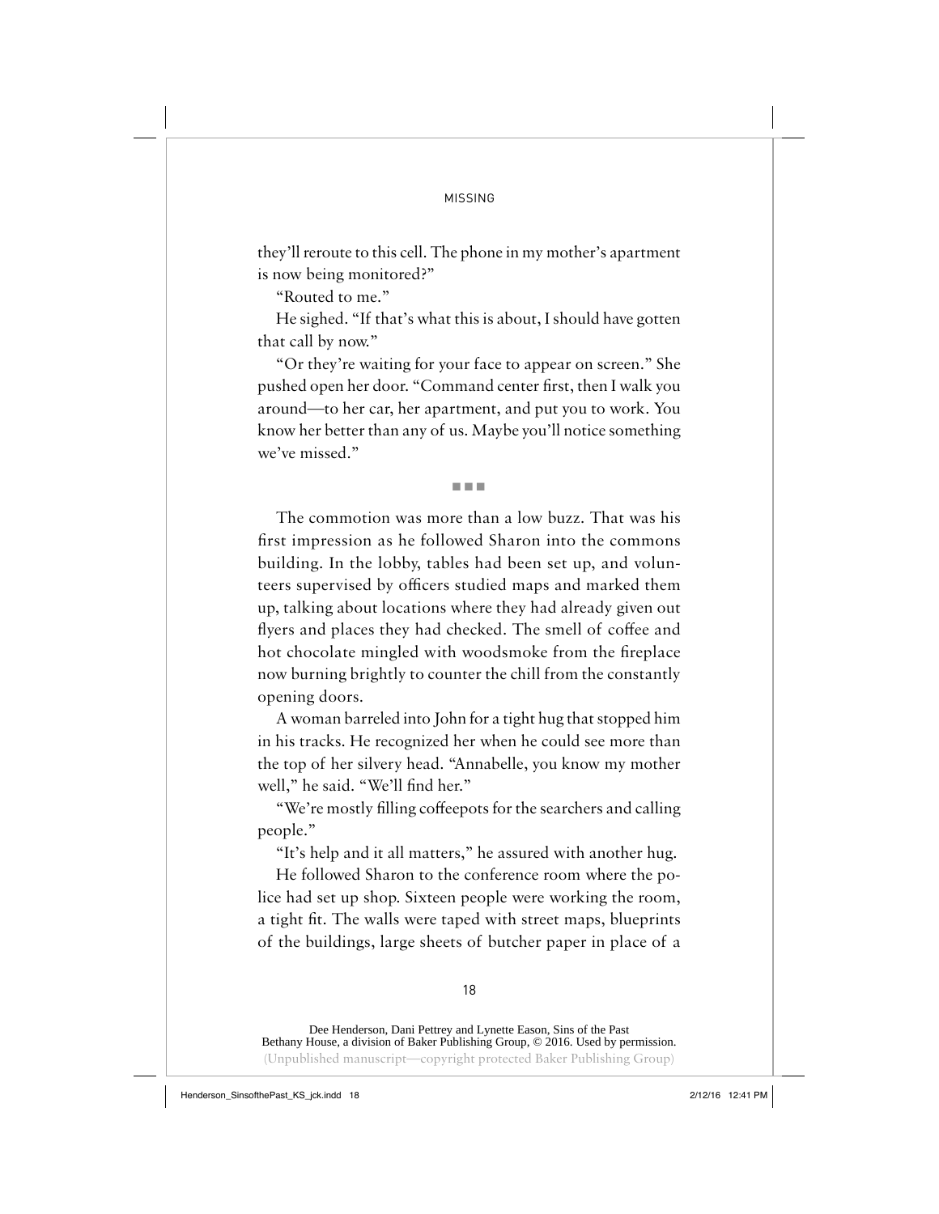they'll reroute to this cell. The phone in my mother's apartment is now being monitored?"

"Routed to me."

He sighed. "If that's what this is about, I should have gotten that call by now."

"Or they're waiting for your face to appear on screen." She pushed open her door. "Command center first, then I walk you around—to her car, her apartment, and put you to work. You know her better than any of us. Maybe you'll notice something we've missed."

■ ■ ■

The commotion was more than a low buzz. That was his first impression as he followed Sharon into the commons building. In the lobby, tables had been set up, and volunteers supervised by officers studied maps and marked them up, talking about locations where they had already given out flyers and places they had checked. The smell of coffee and hot chocolate mingled with woodsmoke from the fireplace now burning brightly to counter the chill from the constantly opening doors.

A woman barreled into John for a tight hug that stopped him in his tracks. He recognized her when he could see more than the top of her silvery head. "Annabelle, you know my mother well," he said. "We'll find her."

"We're mostly filling coffeepots for the searchers and calling people."

"It's help and it all matters," he assured with another hug.

He followed Sharon to the conference room where the police had set up shop. Sixteen people were working the room, a tight fit. The walls were taped with street maps, blueprints of the buildings, large sheets of butcher paper in place of a

Dee Henderson, Dani Pettrey and Lynette Eason, Sins of the Past
Bethany House, a division of Baker Publishing Group, © 2016. Used by permission.
(Unpublished manuscript—copyright protected Baker Publishing Group)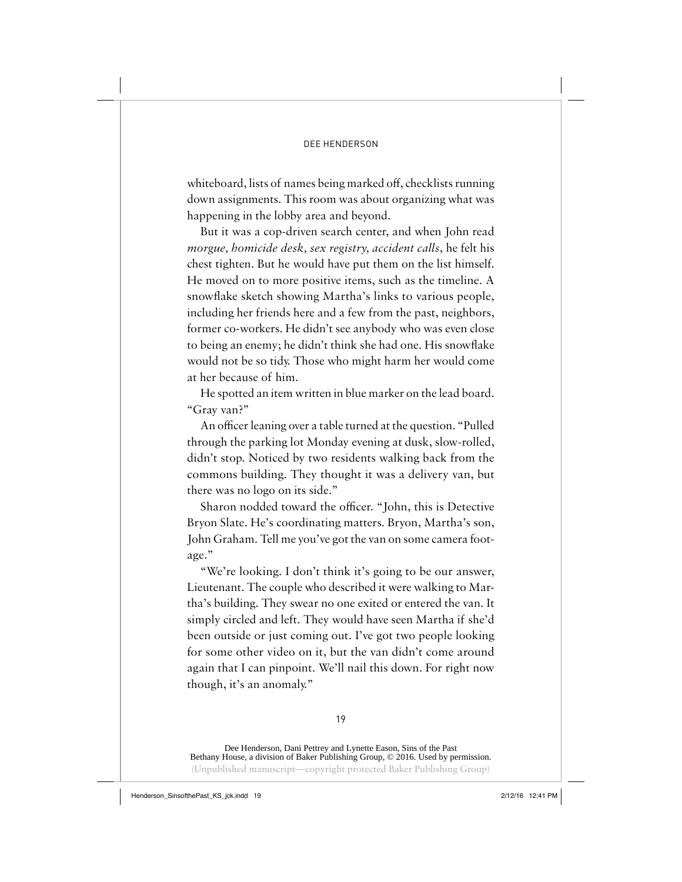whiteboard, lists of names being marked off, checklists running down assignments. This room was about organizing what was happening in the lobby area and beyond.

But it was a cop-driven search center, and when John read *morgue, homicide desk, sex registry, accident calls*, he felt his chest tighten. But he would have put them on the list himself. He moved on to more positive items, such as the timeline. A snowflake sketch showing Martha's links to various people, including her friends here and a few from the past, neighbors, former co-workers. He didn't see anybody who was even close to being an enemy; he didn't think she had one. His snowflake would not be so tidy. Those who might harm her would come at her because of him.

He spotted an item written in blue marker on the lead board. "Gray van?"

An officer leaning over a table turned at the question. "Pulled through the parking lot Monday evening at dusk, slow-rolled, didn't stop. Noticed by two residents walking back from the commons building. They thought it was a delivery van, but there was no logo on its side."

Sharon nodded toward the officer. "John, this is Detective Bryon Slate. He's coordinating matters. Bryon, Martha's son, John Graham. Tell me you've got the van on some camera footage."

"We're looking. I don't think it's going to be our answer, Lieutenant. The couple who described it were walking to Martha's building. They swear no one exited or entered the van. It simply circled and left. They would have seen Martha if she'd been outside or just coming out. I've got two people looking for some other video on it, but the van didn't come around again that I can pinpoint. We'll nail this down. For right now though, it's an anomaly."

Dee Henderson, Dani Pettrey and Lynette Eason, Sins of the Past
Bethany House, a division of Baker Publishing Group, © 2016. Used by permission.
(Unpublished manuscript—copyright protected Baker Publishing Group)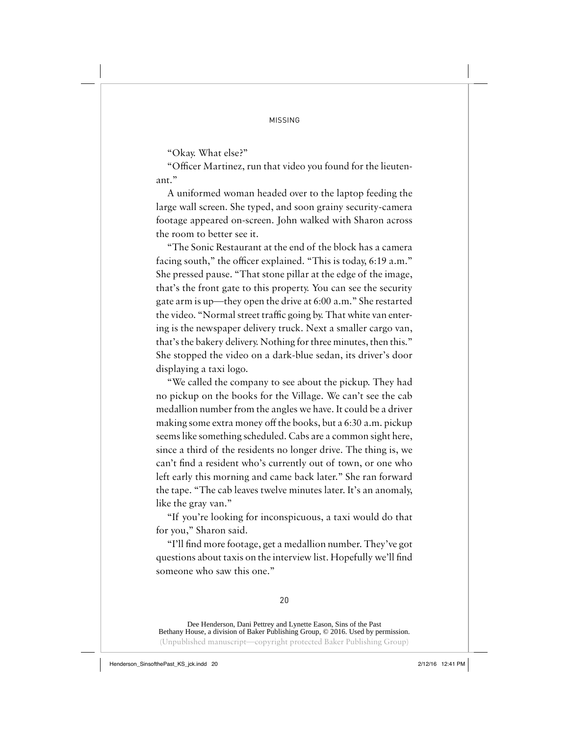"Okay. What else?"

"Officer Martinez, run that video you found for the lieutenant."

A uniformed woman headed over to the laptop feeding the large wall screen. She typed, and soon grainy security-camera footage appeared on-screen. John walked with Sharon across the room to better see it.

"The Sonic Restaurant at the end of the block has a camera facing south," the officer explained. "This is today, 6:19 a.m." She pressed pause. "That stone pillar at the edge of the image, that's the front gate to this property. You can see the security gate arm is up—they open the drive at 6:00 a.m." She restarted the video. "Normal street traffic going by. That white van entering is the newspaper delivery truck. Next a smaller cargo van, that's the bakery delivery. Nothing for three minutes, then this." She stopped the video on a dark-blue sedan, its driver's door displaying a taxi logo.

"We called the company to see about the pickup. They had no pickup on the books for the Village. We can't see the cab medallion number from the angles we have. It could be a driver making some extra money off the books, but a 6:30 a.m. pickup seems like something scheduled. Cabs are a common sight here, since a third of the residents no longer drive. The thing is, we can't find a resident who's currently out of town, or one who left early this morning and came back later." She ran forward the tape. "The cab leaves twelve minutes later. It's an anomaly, like the gray van."

"If you're looking for inconspicuous, a taxi would do that for you," Sharon said.

"I'll find more footage, get a medallion number. They've got questions about taxis on the interview list. Hopefully we'll find someone who saw this one."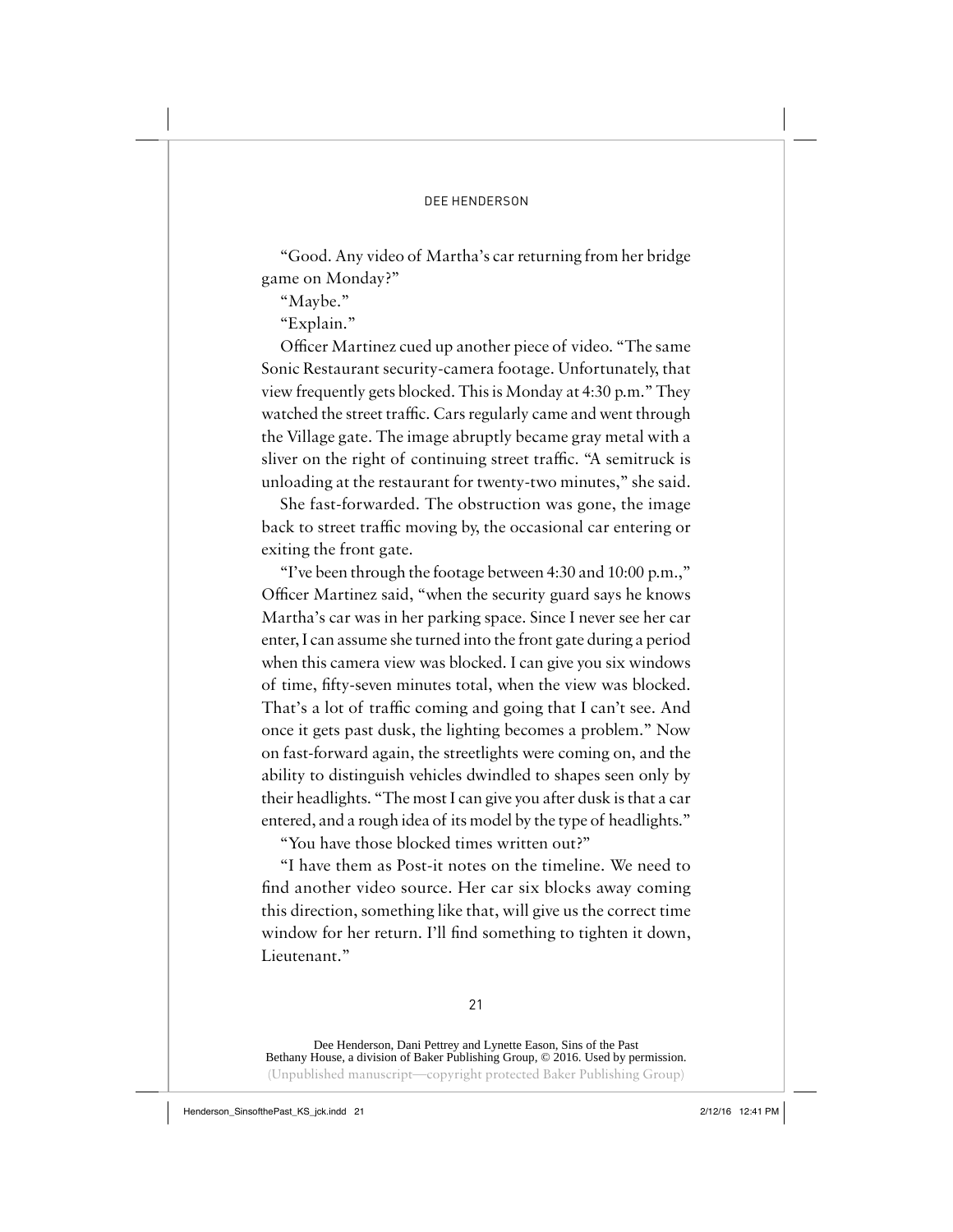"Good. Any video of Martha's car returning from her bridge game on Monday?"

"Maybe."

"Explain."

Officer Martinez cued up another piece of video. "The same Sonic Restaurant security-camera footage. Unfortunately, that view frequently gets blocked. This is Monday at 4:30 p.m." They watched the street traffic. Cars regularly came and went through the Village gate. The image abruptly became gray metal with a sliver on the right of continuing street traffic. "A semitruck is unloading at the restaurant for twenty-two minutes," she said.

She fast-forwarded. The obstruction was gone, the image back to street traffic moving by, the occasional car entering or exiting the front gate.

"I've been through the footage between 4:30 and 10:00 p.m.," Officer Martinez said, "when the security guard says he knows Martha's car was in her parking space. Since I never see her car enter, I can assume she turned into the front gate during a period when this camera view was blocked. I can give you six windows of time, fifty-seven minutes total, when the view was blocked. That's a lot of traffic coming and going that I can't see. And once it gets past dusk, the lighting becomes a problem." Now on fast-forward again, the streetlights were coming on, and the ability to distinguish vehicles dwindled to shapes seen only by their headlights. "The most I can give you after dusk is that a car entered, and a rough idea of its model by the type of headlights."

"You have those blocked times written out?"

"I have them as Post-it notes on the timeline. We need to find another video source. Her car six blocks away coming this direction, something like that, will give us the correct time window for her return. I'll find something to tighten it down, Lieutenant."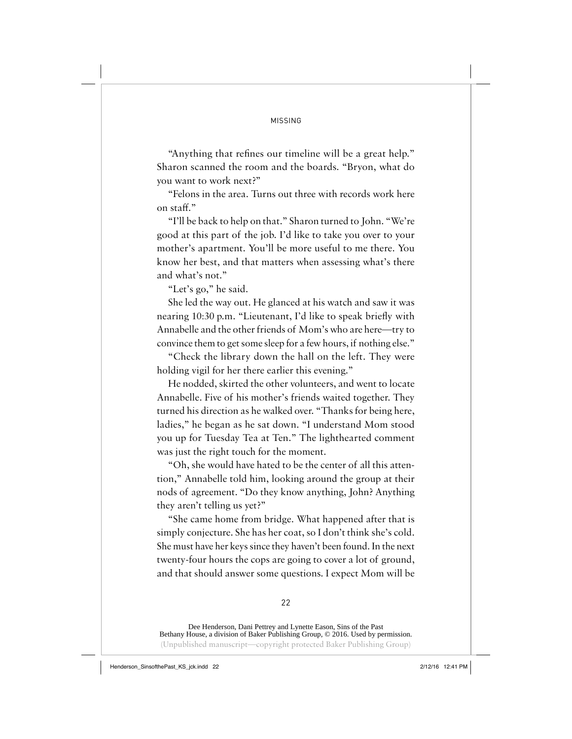"Anything that refines our timeline will be a great help." Sharon scanned the room and the boards. "Bryon, what do you want to work next?"

"Felons in the area. Turns out three with records work here on staff."

"I'll be back to help on that." Sharon turned to John. "We're good at this part of the job. I'd like to take you over to your mother's apartment. You'll be more useful to me there. You know her best, and that matters when assessing what's there and what's not."

"Let's go," he said.

She led the way out. He glanced at his watch and saw it was nearing 10:30 p.m. "Lieutenant, I'd like to speak briefly with Annabelle and the other friends of Mom's who are here—try to convince them to get some sleep for a few hours, if nothing else."

"Check the library down the hall on the left. They were holding vigil for her there earlier this evening."

He nodded, skirted the other volunteers, and went to locate Annabelle. Five of his mother's friends waited together. They turned his direction as he walked over. "Thanks for being here, ladies," he began as he sat down. "I understand Mom stood you up for Tuesday Tea at Ten." The lighthearted comment was just the right touch for the moment.

"Oh, she would have hated to be the center of all this attention," Annabelle told him, looking around the group at their nods of agreement. "Do they know anything, John? Anything they aren't telling us yet?"

"She came home from bridge. What happened after that is simply conjecture. She has her coat, so I don't think she's cold. She must have her keys since they haven't been found. In the next twenty-four hours the cops are going to cover a lot of ground, and that should answer some questions. I expect Mom will be

Dee Henderson, Dani Pettrey and Lynette Eason, Sins of the Past
Bethany House, a division of Baker Publishing Group, © 2016. Used by permission.
(Unpublished manuscript—copyright protected Baker Publishing Group)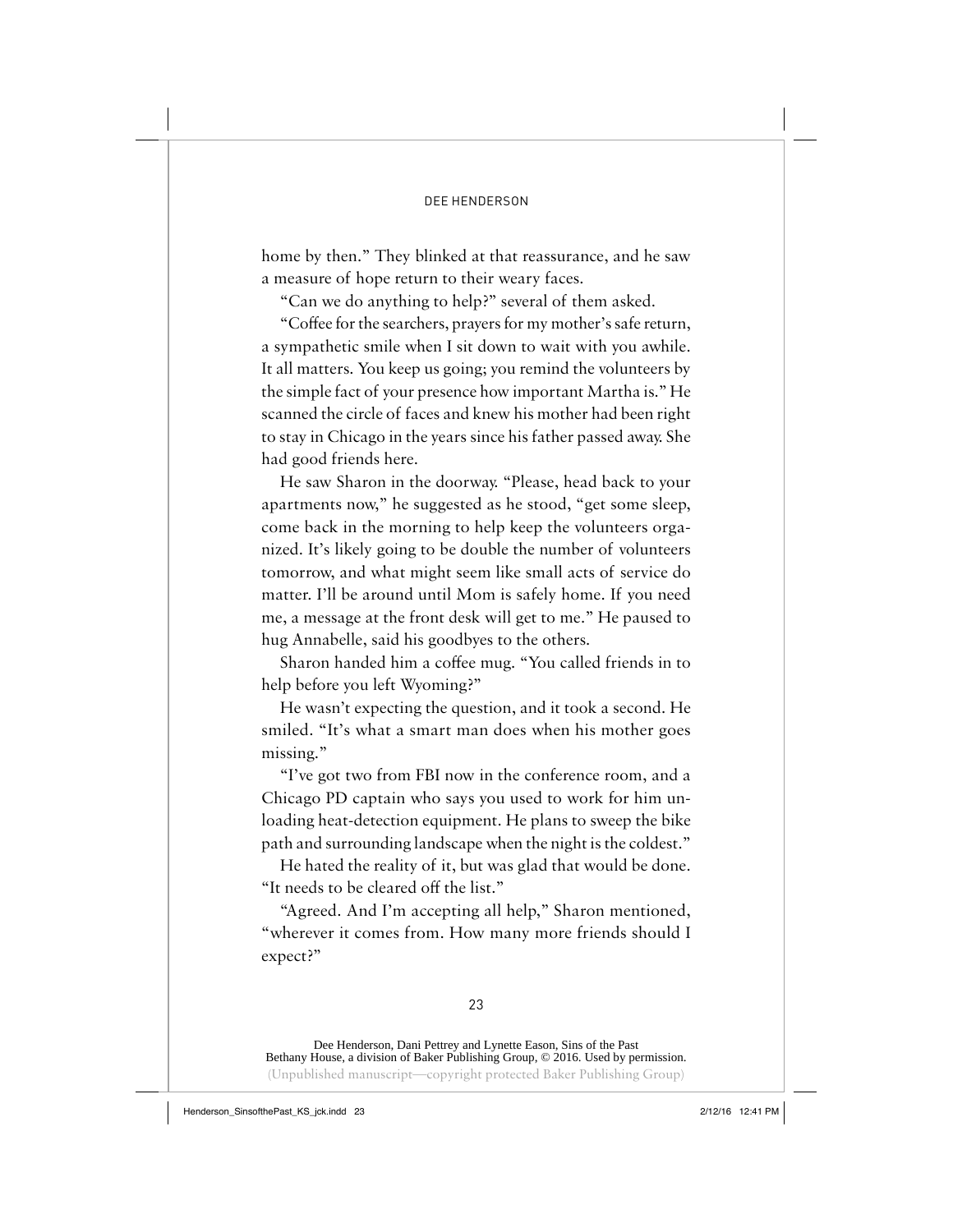home by then." They blinked at that reassurance, and he saw a measure of hope return to their weary faces.

"Can we do anything to help?" several of them asked.

"Coffee for the searchers, prayers for my mother's safe return, a sympathetic smile when I sit down to wait with you awhile. It all matters. You keep us going; you remind the volunteers by the simple fact of your presence how important Martha is." He scanned the circle of faces and knew his mother had been right to stay in Chicago in the years since his father passed away. She had good friends here.

He saw Sharon in the doorway. "Please, head back to your apartments now," he suggested as he stood, "get some sleep, come back in the morning to help keep the volunteers organized. It's likely going to be double the number of volunteers tomorrow, and what might seem like small acts of service do matter. I'll be around until Mom is safely home. If you need me, a message at the front desk will get to me." He paused to hug Annabelle, said his goodbyes to the others.

Sharon handed him a coffee mug. "You called friends in to help before you left Wyoming?"

He wasn't expecting the question, and it took a second. He smiled. "It's what a smart man does when his mother goes missing."

"I've got two from FBI now in the conference room, and a Chicago PD captain who says you used to work for him unloading heat-detection equipment. He plans to sweep the bike path and surrounding landscape when the night is the coldest."

He hated the reality of it, but was glad that would be done. "It needs to be cleared off the list."

"Agreed. And I'm accepting all help," Sharon mentioned, "wherever it comes from. How many more friends should I expect?"

Dee Henderson, Dani Pettrey and Lynette Eason, Sins of the Past
Bethany House, a division of Baker Publishing Group, © 2016. Used by permission.
(Unpublished manuscript—copyright protected Baker Publishing Group)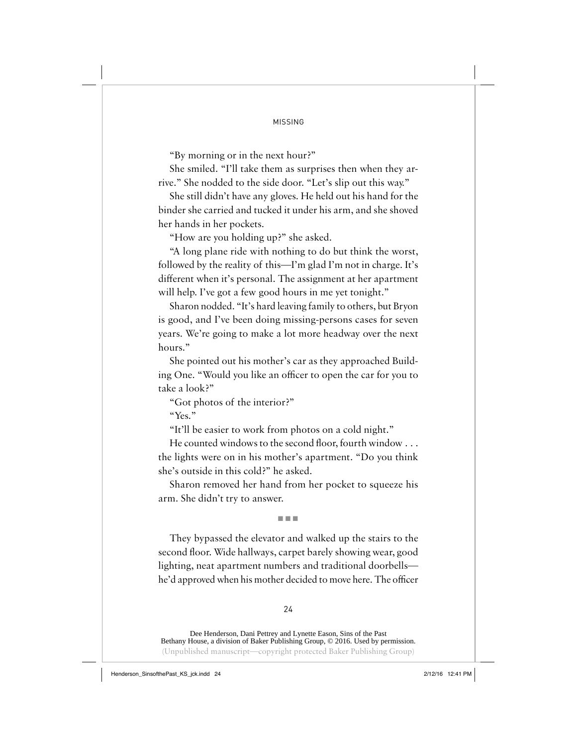"By morning or in the next hour?"

She smiled. "I'll take them as surprises then when they arrive." She nodded to the side door. "Let's slip out this way."

She still didn't have any gloves. He held out his hand for the binder she carried and tucked it under his arm, and she shoved her hands in her pockets.

"How are you holding up?" she asked.

"A long plane ride with nothing to do but think the worst, followed by the reality of this—I'm glad I'm not in charge. It's different when it's personal. The assignment at her apartment will help. I've got a few good hours in me yet tonight."

Sharon nodded. "It's hard leaving family to others, but Bryon is good, and I've been doing missing-persons cases for seven years. We're going to make a lot more headway over the next hours."

She pointed out his mother's car as they approached Building One. "Would you like an officer to open the car for you to take a look?"

"Got photos of the interior?"

"Yes."

"It'll be easier to work from photos on a cold night."

He counted windows to the second floor, fourth window . . . the lights were on in his mother's apartment. "Do you think she's outside in this cold?" he asked.

Sharon removed her hand from her pocket to squeeze his arm. She didn't try to answer.

■ ■ ■

They bypassed the elevator and walked up the stairs to the second floor. Wide hallways, carpet barely showing wear, good lighting, neat apartment numbers and traditional doorbells—he'd approved when his mother decided to move here. The officer

Dee Henderson, Dani Pettrey and Lynette Eason, Sins of the Past
Bethany House, a division of Baker Publishing Group, © 2016. Used by permission.
(Unpublished manuscript—copyright protected Baker Publishing Group)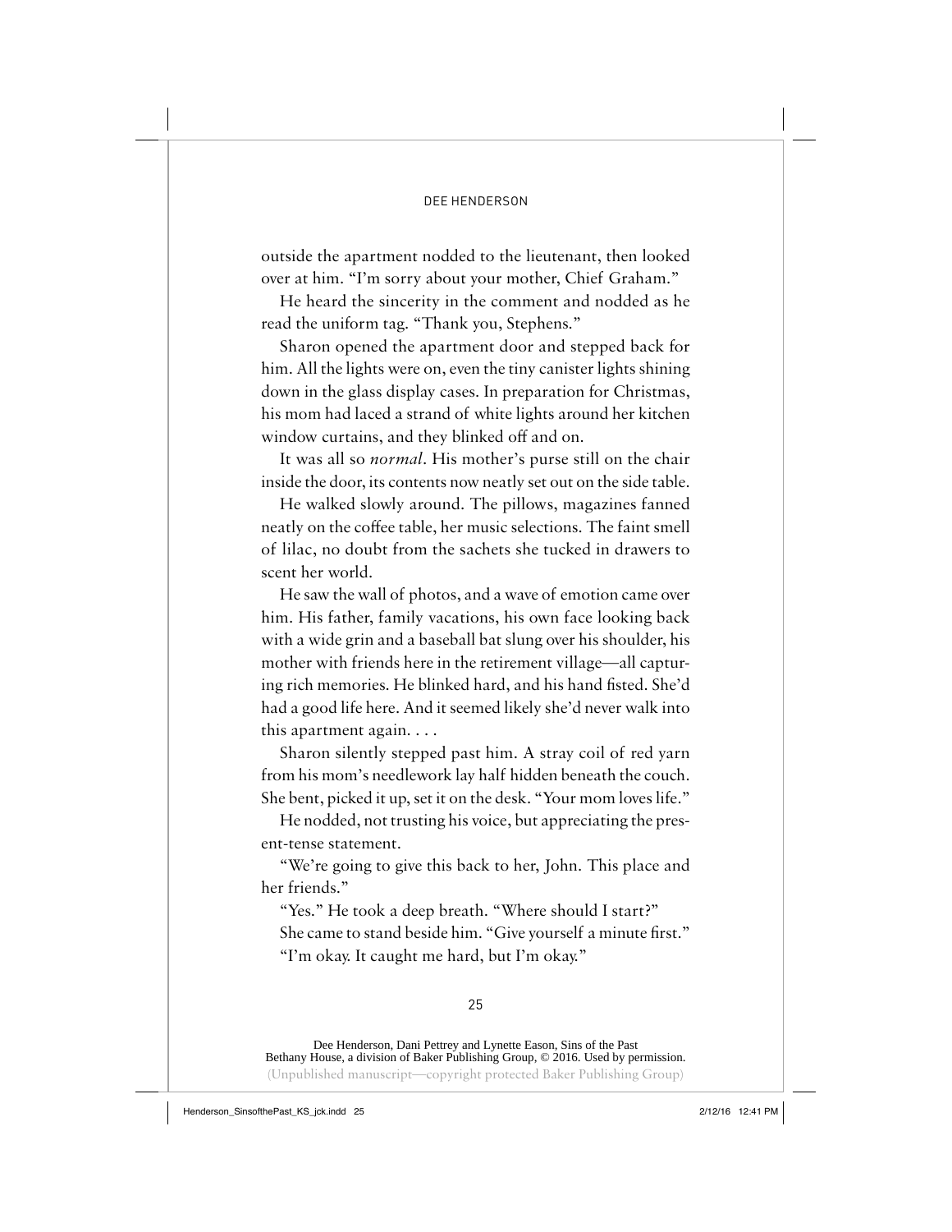outside the apartment nodded to the lieutenant, then looked over at him. "I'm sorry about your mother, Chief Graham."

He heard the sincerity in the comment and nodded as he read the uniform tag. "Thank you, Stephens."

Sharon opened the apartment door and stepped back for him. All the lights were on, even the tiny canister lights shining down in the glass display cases. In preparation for Christmas, his mom had laced a strand of white lights around her kitchen window curtains, and they blinked off and on.

It was all so *normal*. His mother's purse still on the chair inside the door, its contents now neatly set out on the side table.

He walked slowly around. The pillows, magazines fanned neatly on the coffee table, her music selections. The faint smell of lilac, no doubt from the sachets she tucked in drawers to scent her world.

He saw the wall of photos, and a wave of emotion came over him. His father, family vacations, his own face looking back with a wide grin and a baseball bat slung over his shoulder, his mother with friends here in the retirement village—all capturing rich memories. He blinked hard, and his hand fisted. She'd had a good life here. And it seemed likely she'd never walk into this apartment again. . . .

Sharon silently stepped past him. A stray coil of red yarn from his mom's needlework lay half hidden beneath the couch. She bent, picked it up, set it on the desk. "Your mom loves life."

He nodded, not trusting his voice, but appreciating the present-tense statement.

"We're going to give this back to her, John. This place and her friends."

"Yes." He took a deep breath. "Where should I start?"

She came to stand beside him. "Give yourself a minute first."

"I'm okay. It caught me hard, but I'm okay."

Dee Henderson, Dani Pettrey and Lynette Eason, Sins of the Past
Bethany House, a division of Baker Publishing Group, © 2016. Used by permission.
(Unpublished manuscript—copyright protected Baker Publishing Group)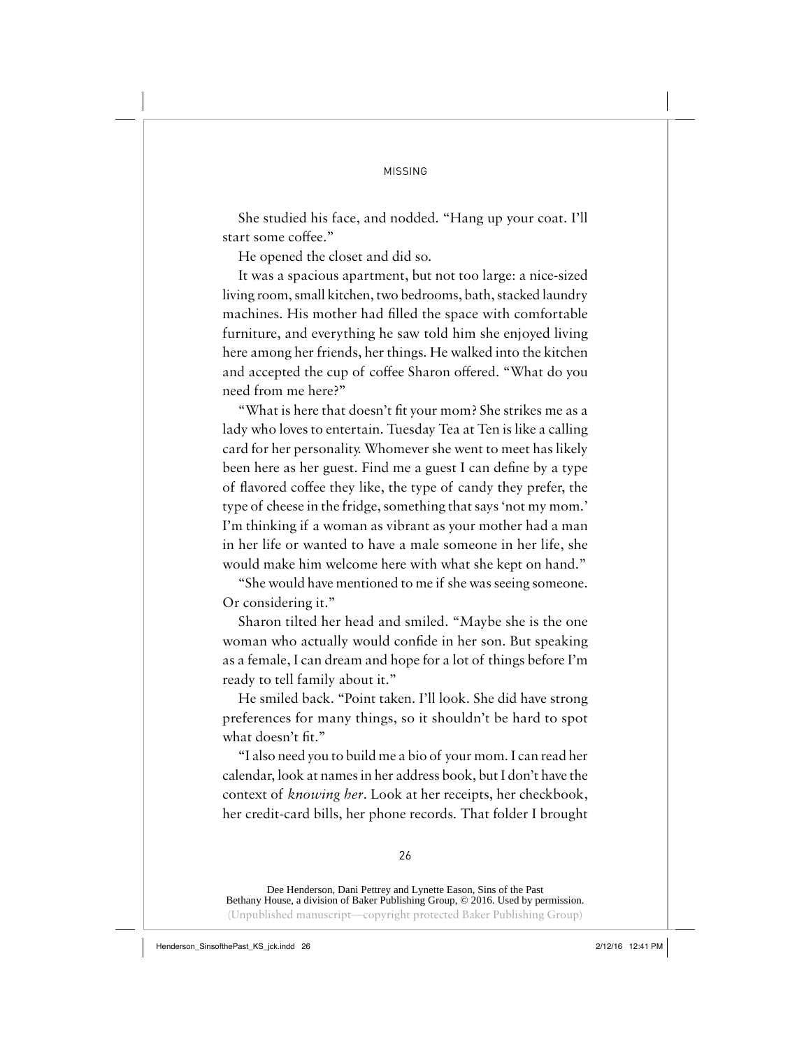She studied his face, and nodded. "Hang up your coat. I'll start some coffee."

He opened the closet and did so.

It was a spacious apartment, but not too large: a nice-sized living room, small kitchen, two bedrooms, bath, stacked laundry machines. His mother had filled the space with comfortable furniture, and everything he saw told him she enjoyed living here among her friends, her things. He walked into the kitchen and accepted the cup of coffee Sharon offered. "What do you need from me here?"

"What is here that doesn't fit your mom? She strikes me as a lady who loves to entertain. Tuesday Tea at Ten is like a calling card for her personality. Whomever she went to meet has likely been here as her guest. Find me a guest I can define by a type of flavored coffee they like, the type of candy they prefer, the type of cheese in the fridge, something that says 'not my mom.' I'm thinking if a woman as vibrant as your mother had a man in her life or wanted to have a male someone in her life, she would make him welcome here with what she kept on hand."

"She would have mentioned to me if she was seeing someone. Or considering it."

Sharon tilted her head and smiled. "Maybe she is the one woman who actually would confide in her son. But speaking as a female, I can dream and hope for a lot of things before I'm ready to tell family about it."

He smiled back. "Point taken. I'll look. She did have strong preferences for many things, so it shouldn't be hard to spot what doesn't fit."

"I also need you to build me a bio of your mom. I can read her calendar, look at names in her address book, but I don't have the context of *knowing her*. Look at her receipts, her checkbook, her credit-card bills, her phone records. That folder I brought

Dee Henderson, Dani Pettrey and Lynette Eason, Sins of the Past
Bethany House, a division of Baker Publishing Group, © 2016. Used by permission.
(Unpublished manuscript—copyright protected Baker Publishing Group)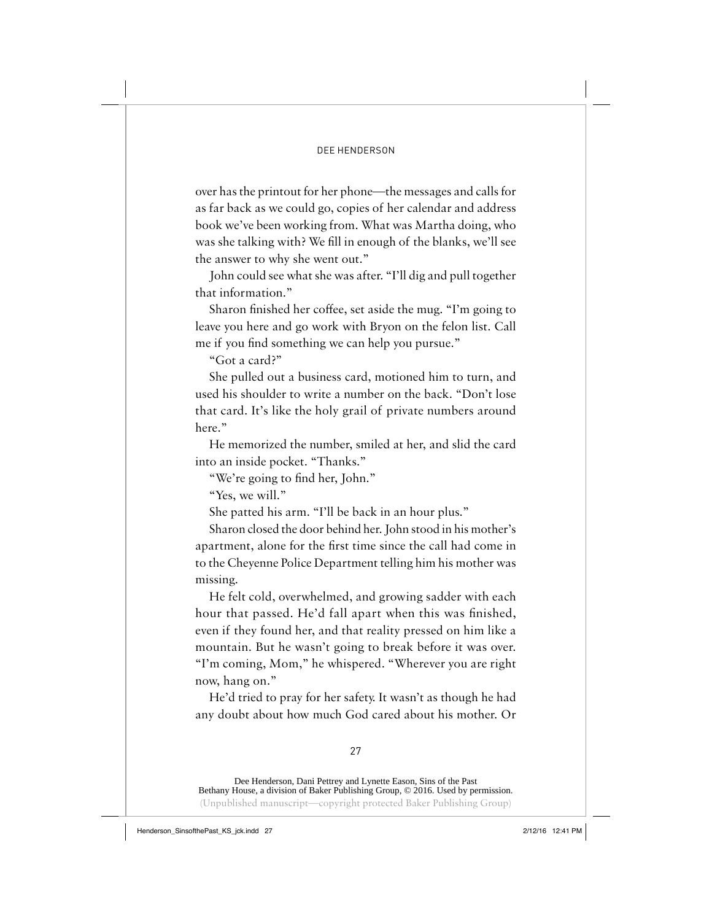over has the printout for her phone—the messages and calls for as far back as we could go, copies of her calendar and address book we've been working from. What was Martha doing, who was she talking with? We fill in enough of the blanks, we'll see the answer to why she went out."

John could see what she was after. "I'll dig and pull together that information."

Sharon finished her coffee, set aside the mug. "I'm going to leave you here and go work with Bryon on the felon list. Call me if you find something we can help you pursue."

"Got a card?"

She pulled out a business card, motioned him to turn, and used his shoulder to write a number on the back. "Don't lose that card. It's like the holy grail of private numbers around here."

He memorized the number, smiled at her, and slid the card into an inside pocket. "Thanks."

"We're going to find her, John."

"Yes, we will."

She patted his arm. "I'll be back in an hour plus."

Sharon closed the door behind her. John stood in his mother's apartment, alone for the first time since the call had come in to the Cheyenne Police Department telling him his mother was missing.

He felt cold, overwhelmed, and growing sadder with each hour that passed. He'd fall apart when this was finished, even if they found her, and that reality pressed on him like a mountain. But he wasn't going to break before it was over. "I'm coming, Mom," he whispered. "Wherever you are right now, hang on."

He'd tried to pray for her safety. It wasn't as though he had any doubt about how much God cared about his mother. Or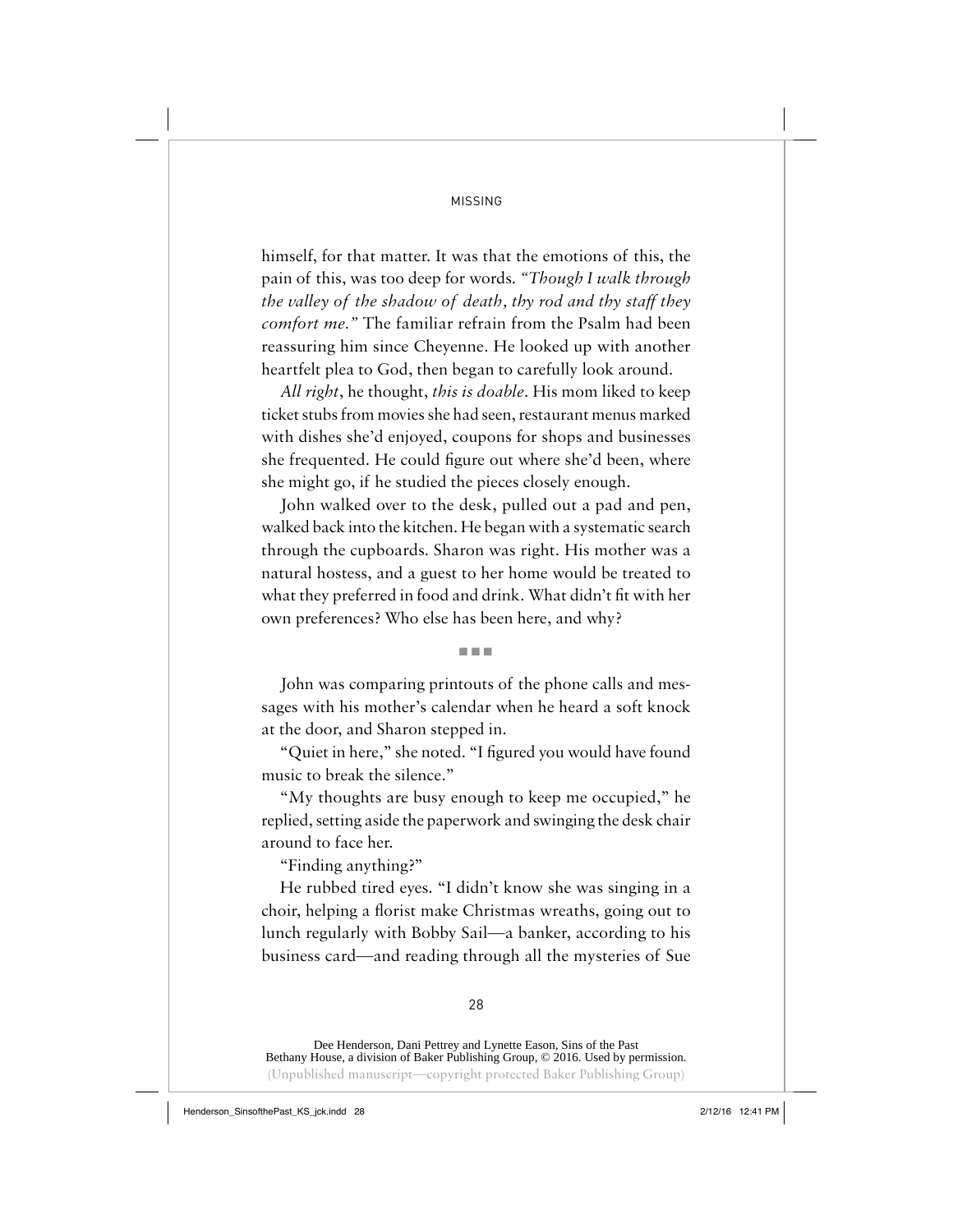himself, for that matter. It was that the emotions of this, the pain of this, was too deep for words. *"Though I walk through the valley of the shadow of death, thy rod and thy staff they comfort me."* The familiar refrain from the Psalm had been reassuring him since Cheyenne. He looked up with another heartfelt plea to God, then began to carefully look around.

*All right*, he thought, *this is doable*. His mom liked to keep ticket stubs from movies she had seen, restaurant menus marked with dishes she'd enjoyed, coupons for shops and businesses she frequented. He could figure out where she'd been, where she might go, if he studied the pieces closely enough.

John walked over to the desk, pulled out a pad and pen, walked back into the kitchen. He began with a systematic search through the cupboards. Sharon was right. His mother was a natural hostess, and a guest to her home would be treated to what they preferred in food and drink. What didn't fit with her own preferences? Who else has been here, and why?

■ ■ ■

John was comparing printouts of the phone calls and messages with his mother's calendar when he heard a soft knock at the door, and Sharon stepped in.

"Quiet in here," she noted. "I figured you would have found music to break the silence."

"My thoughts are busy enough to keep me occupied," he replied, setting aside the paperwork and swinging the desk chair around to face her.

"Finding anything?"

He rubbed tired eyes. "I didn't know she was singing in a choir, helping a florist make Christmas wreaths, going out to lunch regularly with Bobby Sail—a banker, according to his business card—and reading through all the mysteries of Sue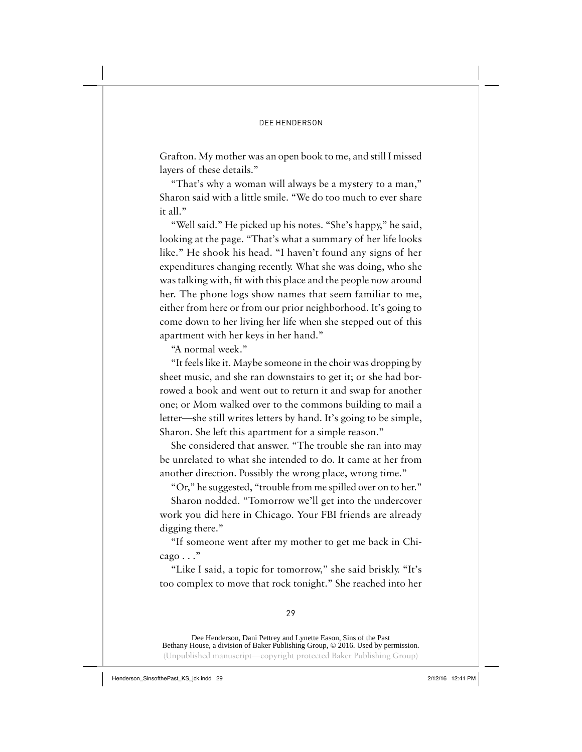Grafton. My mother was an open book to me, and still I missed layers of these details."

"That's why a woman will always be a mystery to a man," Sharon said with a little smile. "We do too much to ever share it all."

"Well said." He picked up his notes. "She's happy," he said, looking at the page. "That's what a summary of her life looks like." He shook his head. "I haven't found any signs of her expenditures changing recently. What she was doing, who she was talking with, fit with this place and the people now around her. The phone logs show names that seem familiar to me, either from here or from our prior neighborhood. It's going to come down to her living her life when she stepped out of this apartment with her keys in her hand."

"A normal week."

"It feels like it. Maybe someone in the choir was dropping by sheet music, and she ran downstairs to get it; or she had borrowed a book and went out to return it and swap for another one; or Mom walked over to the commons building to mail a letter—she still writes letters by hand. It's going to be simple, Sharon. She left this apartment for a simple reason."

She considered that answer. "The trouble she ran into may be unrelated to what she intended to do. It came at her from another direction. Possibly the wrong place, wrong time."

"Or," he suggested, "trouble from me spilled over on to her."

Sharon nodded. "Tomorrow we'll get into the undercover work you did here in Chicago. Your FBI friends are already digging there."

"If someone went after my mother to get me back in Chicago . . ."

"Like I said, a topic for tomorrow," she said briskly. "It's too complex to move that rock tonight." She reached into her

Dee Henderson, Dani Pettrey and Lynette Eason, Sins of the Past
Bethany House, a division of Baker Publishing Group, © 2016. Used by permission.
(Unpublished manuscript—copyright protected Baker Publishing Group)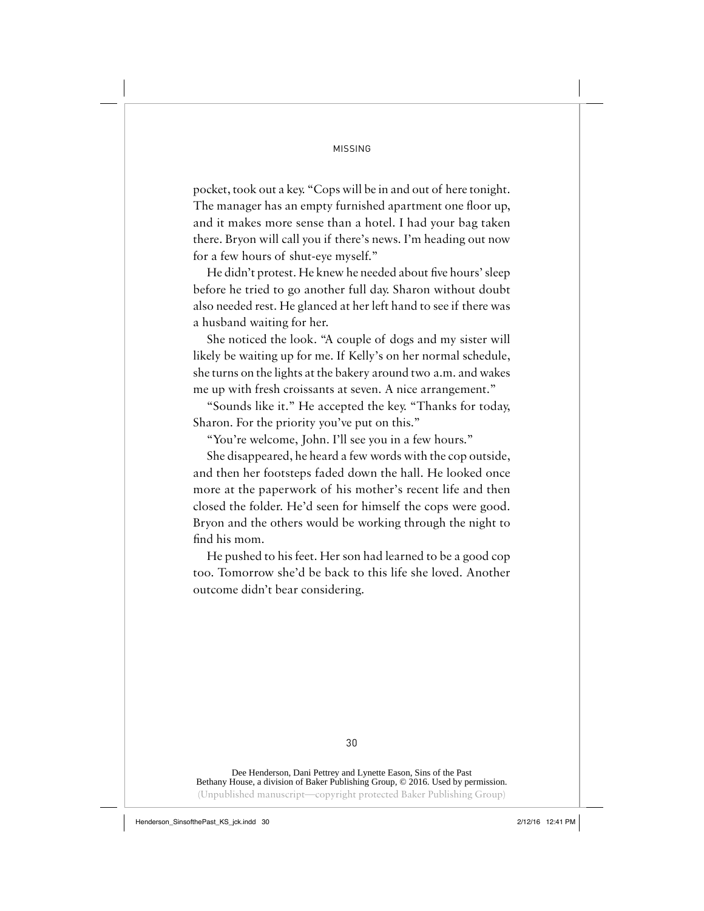pocket, took out a key. “Cops will be in and out of here tonight. The manager has an empty furnished apartment one floor up, and it makes more sense than a hotel. I had your bag taken there. Bryon will call you if there’s news. I’m heading out now for a few hours of shut-eye myself.”

He didn’t protest. He knew he needed about five hours’ sleep before he tried to go another full day. Sharon without doubt also needed rest. He glanced at her left hand to see if there was a husband waiting for her.

She noticed the look. “A couple of dogs and my sister will likely be waiting up for me. If Kelly’s on her normal schedule, she turns on the lights at the bakery around two a.m. and wakes me up with fresh croissants at seven. A nice arrangement.”

“Sounds like it.” He accepted the key. “Thanks for today, Sharon. For the priority you’ve put on this.”

“You’re welcome, John. I’ll see you in a few hours.”

She disappeared, he heard a few words with the cop outside, and then her footsteps faded down the hall. He looked once more at the paperwork of his mother’s recent life and then closed the folder. He’d seen for himself the cops were good. Bryon and the others would be working through the night to find his mom.

He pushed to his feet. Her son had learned to be a good cop too. Tomorrow she’d be back to this life she loved. Another outcome didn’t bear considering.